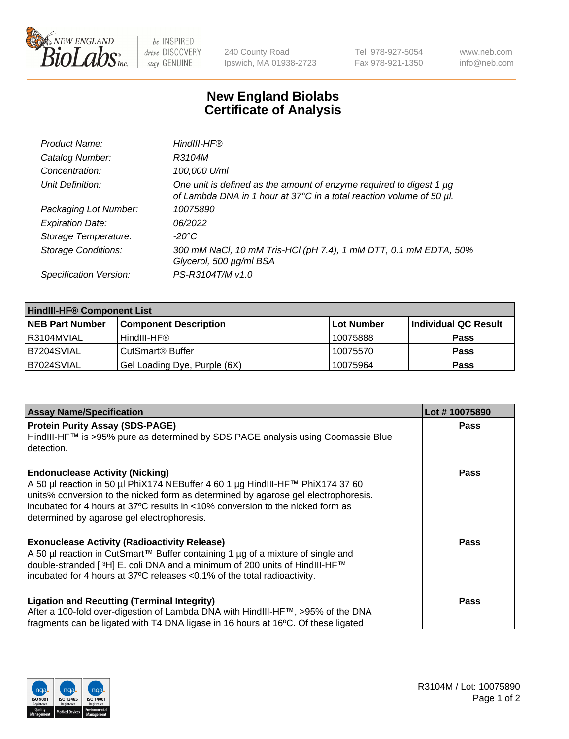# New England Biolabs
# Certificate of Analysis

| | |
|---|---|
| *Product Name:* | *HindIII-HF®* |
| *Catalog Number:* | *R3104M* |
| *Concentration:* | *100,000 U/ml* |
| *Unit Definition:* | *One unit is defined as the amount of enzyme required to digest 1 µg of Lambda DNA in 1 hour at 37°C in a total reaction volume of 50 µl.* |
| *Packaging Lot Number:* | *10075890* |
| *Expiration Date:* | *06/2022* |
| *Storage Temperature:* | *-20°C* |
| *Storage Conditions:* | *300 mM NaCl, 10 mM Tris-HCl (pH 7.4), 1 mM DTT, 0.1 mM EDTA, 50% Glycerol, 500 µg/ml BSA* |
| *Specification Version:* | *PS-R3104T/M v1.0* |

| HindIII-HF® Component List | | | |
|---|---|---|---|
| **NEB Part Number** | **Component Description** | **Lot Number** | **Individual QC Result** |
| R3104MVIAL | HindIII-HF® | 10075888 | **Pass** |
| B7204SVIAL | CutSmart® Buffer | 10075570 | **Pass** |
| B7024SVIAL | Gel Loading Dye, Purple (6X) | 10075964 | **Pass** |

| Assay Name/Specification | Lot # 10075890 |
|---|---|
| **Protein Purity Assay (SDS-PAGE)**<br>HindIII-HF™ is >95% pure as determined by SDS PAGE analysis using Coomassie Blue detection. | **Pass** |
| **Endonuclease Activity (Nicking)**<br>A 50 µl reaction in 50 µl PhiX174 NEBuffer 4 60 1 µg HindIII-HF™ PhiX174 37 60 units% conversion to the nicked form as determined by agarose gel electrophoresis. incubated for 4 hours at 37ºC results in <10% conversion to the nicked form as determined by agarose gel electrophoresis. | **Pass** |
| **Exonuclease Activity (Radioactivity Release)**<br>A 50 µl reaction in CutSmart™ Buffer containing 1 µg of a mixture of single and double-stranded [ $^3$H] E. coli DNA and a minimum of 200 units of HindIII-HF™ incubated for 4 hours at 37ºC releases <0.1% of the total radioactivity. | **Pass** |
| **Ligation and Recutting (Terminal Integrity)**<br>After a 100-fold over-digestion of Lambda DNA with HindIII-HF™, >95% of the DNA fragments can be ligated with T4 DNA ligase in 16 hours at 16ºC. Of these ligated | **Pass** |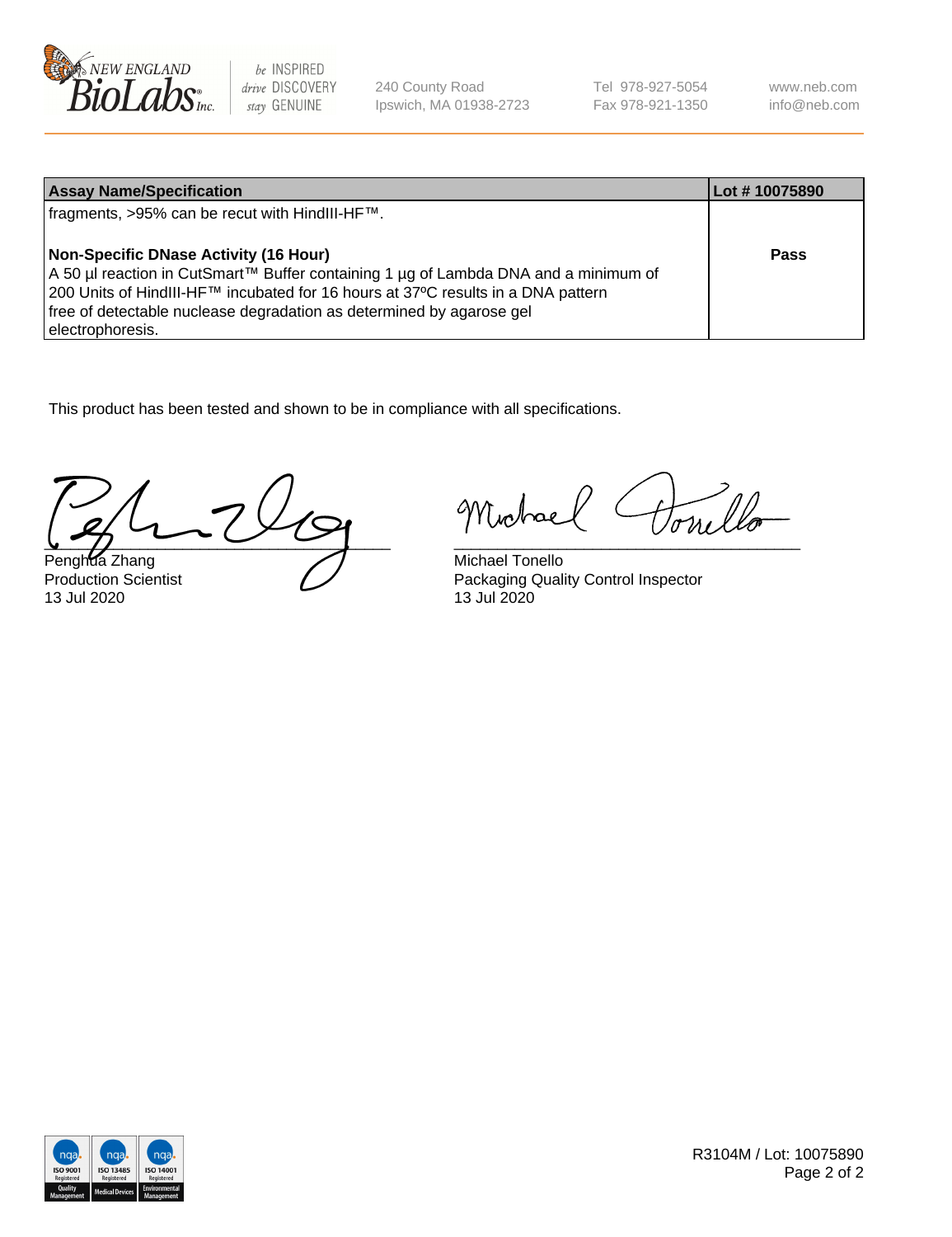| Assay Name/Specification | Lot # 10075890 |
|---|---|
| fragments, >95% can be recut with HindIII-HF™. | |
| **Non-Specific DNase Activity (16 Hour)**<br>A 50 µl reaction in CutSmart™ Buffer containing 1 µg of Lambda DNA and a minimum of 200 Units of HindIII-HF™ incubated for 16 hours at 37ºC results in a DNA pattern free of detectable nuclease degradation as determined by agarose gel electrophoresis. | **Pass** |

This product has been tested and shown to be in compliance with all specifications.

Penghua Zhang
Production Scientist
13 Jul 2020

Michael Tonello
Packaging Quality Control Inspector
13 Jul 2020

R3104M / Lot: 10075890